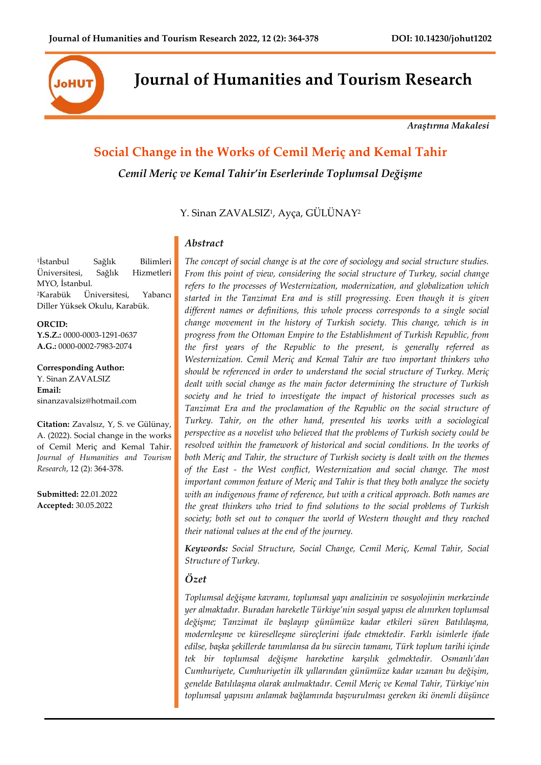Araştırma Makalesi

# Social Change in the Works of Cemil Meriç and Kemal Tahir

## *Cemil Meriç ve Kemal Tahir'in Eserlerinde Toplumsal Değişme*

Y. Sinan ZAVALSIZ[1], Ayça, GÜLÜNAY[2]

[1]İstanbul Sağlık Bilimleri Üniversitesi, Sağlık Hizmetleri MYO, İstanbul.
[2]Karabük Üniversitesi, Yabancı Diller Yüksek Okulu, Karabük.

**ORCID:**
**Y.S.Z.:** 0000-0003-1291-0637
**A.G.:** 0000-0002-7983-2074

**Corresponding Author:**
Y. Sinan ZAVALSIZ
**Email:**
sinanzavalsiz@hotmail.com

**Citation:** Zavalsız, Y, S. ve Gülünay, A. (2022). Social change in the works of Cemil Meriç and Kemal Tahir. *Journal of Humanities and Tourism Research*, 12 (2): 364-378.

**Submitted:** 22.01.2022
**Accepted:** 30.05.2022

### *Abstract*

*The concept of social change is at the core of sociology and social structure studies. From this point of view, considering the social structure of Turkey, social change refers to the processes of Westernization, modernization, and globalization which started in the Tanzimat Era and is still progressing. Even though it is given different names or definitions, this whole process corresponds to a single social change movement in the history of Turkish society. This change, which is in progress from the Ottoman Empire to the Establishment of Turkish Republic, from the first years of the Republic to the present, is generally referred as Westernization. Cemil Meriç and Kemal Tahir are two important thinkers who should be referenced in order to understand the social structure of Turkey. Meriç dealt with social change as the main factor determining the structure of Turkish society and he tried to investigate the impact of historical processes such as Tanzimat Era and the proclamation of the Republic on the social structure of Turkey. Tahir, on the other hand, presented his works with a sociological perspective as a novelist who believed that the problems of Turkish society could be resolved within the framework of historical and social conditions. In the works of both Meriç and Tahir, the structure of Turkish society is dealt with on the themes of the East - the West conflict, Westernization and social change. The most important common feature of Meriç and Tahir is that they both analyze the society with an indigenous frame of reference, but with a critical approach. Both names are the great thinkers who tried to find solutions to the social problems of Turkish society; both set out to conquer the world of Western thought and they reached their national values at the end of the journey.*

***Keywords:*** *Social Structure, Social Change, Cemil Meriç, Kemal Tahir, Social Structure of Turkey.*

### *Özet*

*Toplumsal değişme kavramı, toplumsal yapı analizinin ve sosyolojinin merkezinde yer almaktadır. Buradan hareketle Türkiye'nin sosyal yapısı ele alınırken toplumsal değişme; Tanzimat ile başlayıp günümüze kadar etkileri süren Batılılaşma, modernleşme ve küreselleşme süreçlerini ifade etmektedir. Farklı isimlerle ifade edilse, başka şekillerde tanımlansa da bu sürecin tamamı, Türk toplum tarihi içinde tek bir toplumsal değişme hareketine karşılık gelmektedir. Osmanlı'dan Cumhuriyete, Cumhuriyetin ilk yıllarından günümüze kadar uzanan bu değişim, genelde Batılılaşma olarak anılmaktadır. Cemil Meriç ve Kemal Tahir, Türkiye'nin toplumsal yapısını anlamak bağlamında başvurulması gereken iki önemli düşünce*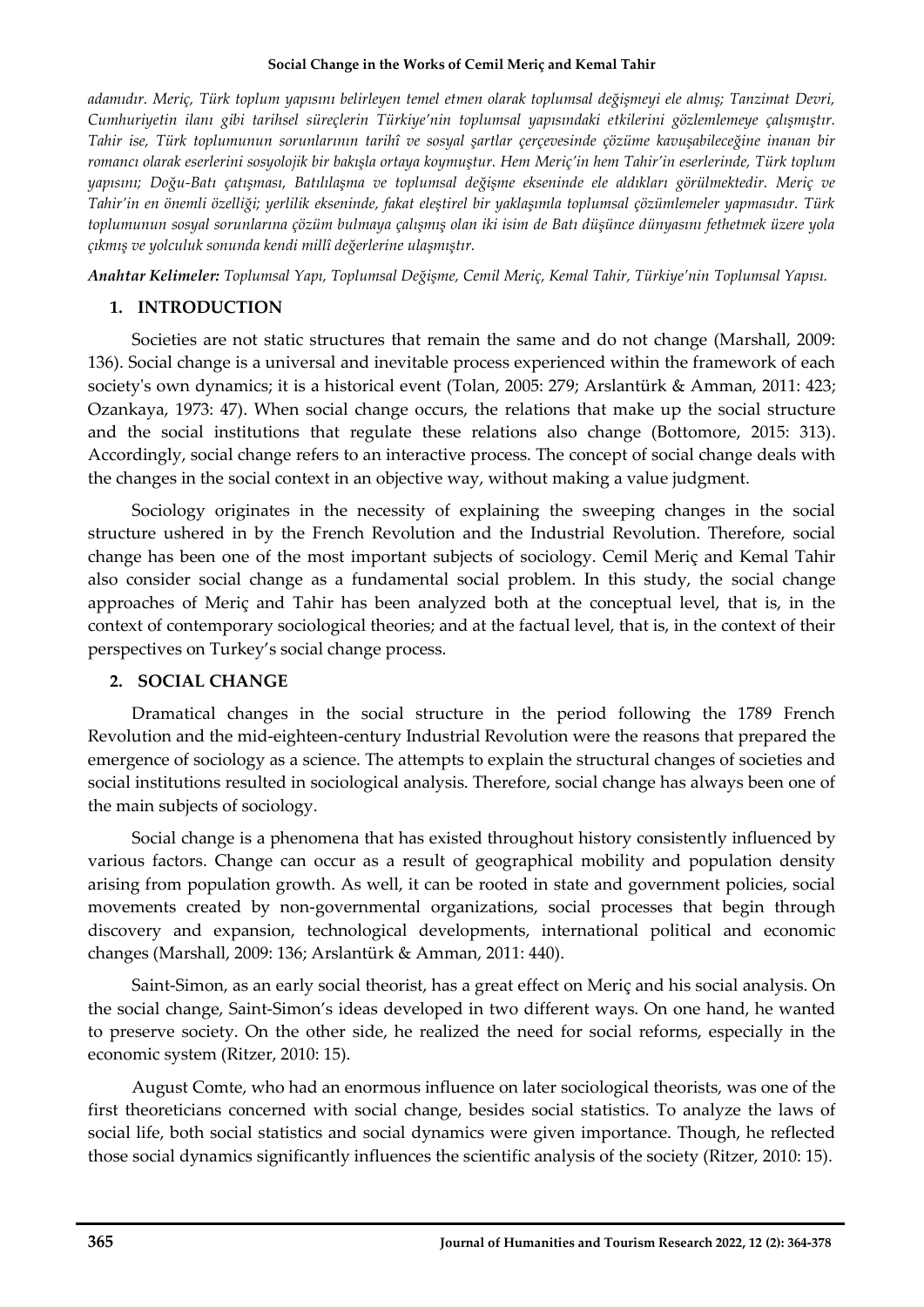*adamıdır. Meriç, Türk toplum yapısını belirleyen temel etmen olarak toplumsal değişmeyi ele almış; Tanzimat Devri, Cumhuriyetin ilanı gibi tarihsel süreçlerin Türkiye'nin toplumsal yapısındaki etkilerini gözlemlemeye çalışmıştır. Tahir ise, Türk toplumunun sorunlarının tarihî ve sosyal şartlar çerçevesinde çözüme kavuşabileceğine inanan bir romancı olarak eserlerini sosyolojik bir bakışla ortaya koymuştur. Hem Meriç'in hem Tahir'in eserlerinde, Türk toplum yapısını; Doğu-Batı çatışması, Batılılaşma ve toplumsal değişme ekseninde ele aldıkları görülmektedir. Meriç ve Tahir'in en önemli özelliği; yerlilik ekseninde, fakat eleştirel bir yaklaşımla toplumsal çözümlemeler yapmasıdır. Türk toplumunun sosyal sorunlarına çözüm bulmaya çalışmış olan iki isim de Batı düşünce dünyasını fethetmek üzere yola çıkmış ve yolculuk sonunda kendi millî değerlerine ulaşmıştır.*

***Anahtar Kelimeler:*** *Toplumsal Yapı, Toplumsal Değişme, Cemil Meriç, Kemal Tahir, Türkiye'nin Toplumsal Yapısı.*

## 1. INTRODUCTION

Societies are not static structures that remain the same and do not change (Marshall, 2009: 136). Social change is a universal and inevitable process experienced within the framework of each society's own dynamics; it is a historical event (Tolan, 2005: 279; Arslantürk & Amman, 2011: 423; Ozankaya, 1973: 47). When social change occurs, the relations that make up the social structure and the social institutions that regulate these relations also change (Bottomore, 2015: 313). Accordingly, social change refers to an interactive process. The concept of social change deals with the changes in the social context in an objective way, without making a value judgment.

Sociology originates in the necessity of explaining the sweeping changes in the social structure ushered in by the French Revolution and the Industrial Revolution. Therefore, social change has been one of the most important subjects of sociology. Cemil Meriç and Kemal Tahir also consider social change as a fundamental social problem. In this study, the social change approaches of Meriç and Tahir has been analyzed both at the conceptual level, that is, in the context of contemporary sociological theories; and at the factual level, that is, in the context of their perspectives on Turkey's social change process.

## 2. SOCIAL CHANGE

Dramatical changes in the social structure in the period following the 1789 French Revolution and the mid-eighteen-century Industrial Revolution were the reasons that prepared the emergence of sociology as a science. The attempts to explain the structural changes of societies and social institutions resulted in sociological analysis. Therefore, social change has always been one of the main subjects of sociology.

Social change is a phenomena that has existed throughout history consistently influenced by various factors. Change can occur as a result of geographical mobility and population density arising from population growth. As well, it can be rooted in state and government policies, social movements created by non-governmental organizations, social processes that begin through discovery and expansion, technological developments, international political and economic changes (Marshall, 2009: 136; Arslantürk & Amman, 2011: 440).

Saint-Simon, as an early social theorist, has a great effect on Meriç and his social analysis. On the social change, Saint-Simon's ideas developed in two different ways. On one hand, he wanted to preserve society. On the other side, he realized the need for social reforms, especially in the economic system (Ritzer, 2010: 15).

August Comte, who had an enormous influence on later sociological theorists, was one of the first theoreticians concerned with social change, besides social statistics. To analyze the laws of social life, both social statistics and social dynamics were given importance. Though, he reflected those social dynamics significantly influences the scientific analysis of the society (Ritzer, 2010: 15).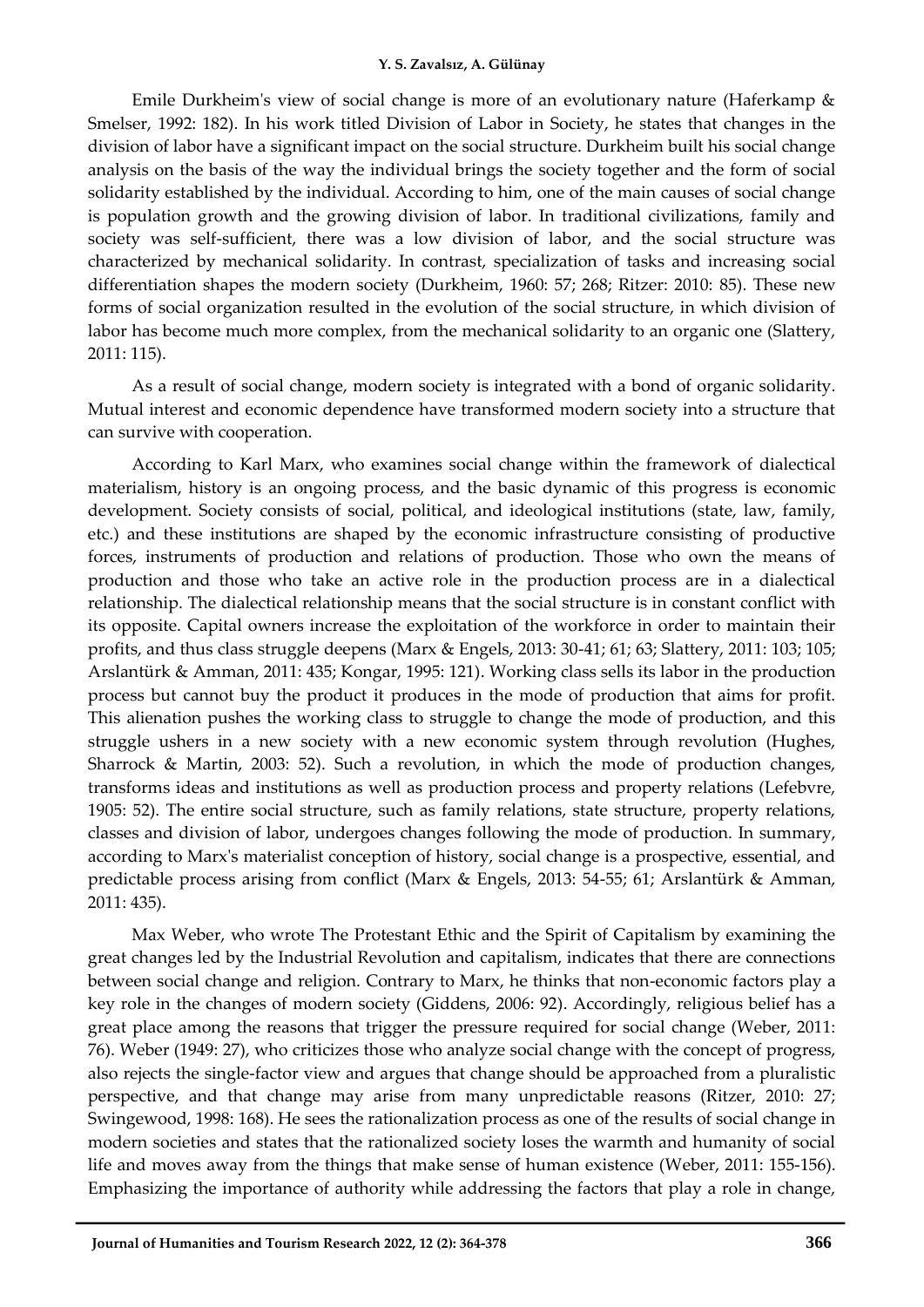Emile Durkheim's view of social change is more of an evolutionary nature (Haferkamp & Smelser, 1992: 182). In his work titled Division of Labor in Society, he states that changes in the division of labor have a significant impact on the social structure. Durkheim built his social change analysis on the basis of the way the individual brings the society together and the form of social solidarity established by the individual. According to him, one of the main causes of social change is population growth and the growing division of labor. In traditional civilizations, family and society was self-sufficient, there was a low division of labor, and the social structure was characterized by mechanical solidarity. In contrast, specialization of tasks and increasing social differentiation shapes the modern society (Durkheim, 1960: 57; 268; Ritzer: 2010: 85). These new forms of social organization resulted in the evolution of the social structure, in which division of labor has become much more complex, from the mechanical solidarity to an organic one (Slattery, 2011: 115).

As a result of social change, modern society is integrated with a bond of organic solidarity. Mutual interest and economic dependence have transformed modern society into a structure that can survive with cooperation.

According to Karl Marx, who examines social change within the framework of dialectical materialism, history is an ongoing process, and the basic dynamic of this progress is economic development. Society consists of social, political, and ideological institutions (state, law, family, etc.) and these institutions are shaped by the economic infrastructure consisting of productive forces, instruments of production and relations of production. Those who own the means of production and those who take an active role in the production process are in a dialectical relationship. The dialectical relationship means that the social structure is in constant conflict with its opposite. Capital owners increase the exploitation of the workforce in order to maintain their profits, and thus class struggle deepens (Marx & Engels, 2013: 30-41; 61; 63; Slattery, 2011: 103; 105; Arslantürk & Amman, 2011: 435; Kongar, 1995: 121). Working class sells its labor in the production process but cannot buy the product it produces in the mode of production that aims for profit. This alienation pushes the working class to struggle to change the mode of production, and this struggle ushers in a new society with a new economic system through revolution (Hughes, Sharrock & Martin, 2003: 52). Such a revolution, in which the mode of production changes, transforms ideas and institutions as well as production process and property relations (Lefebvre, 1905: 52). The entire social structure, such as family relations, state structure, property relations, classes and division of labor, undergoes changes following the mode of production. In summary, according to Marx's materialist conception of history, social change is a prospective, essential, and predictable process arising from conflict (Marx & Engels, 2013: 54-55; 61; Arslantürk & Amman, 2011: 435).

Max Weber, who wrote The Protestant Ethic and the Spirit of Capitalism by examining the great changes led by the Industrial Revolution and capitalism, indicates that there are connections between social change and religion. Contrary to Marx, he thinks that non-economic factors play a key role in the changes of modern society (Giddens, 2006: 92). Accordingly, religious belief has a great place among the reasons that trigger the pressure required for social change (Weber, 2011: 76). Weber (1949: 27), who criticizes those who analyze social change with the concept of progress, also rejects the single-factor view and argues that change should be approached from a pluralistic perspective, and that change may arise from many unpredictable reasons (Ritzer, 2010: 27; Swingewood, 1998: 168). He sees the rationalization process as one of the results of social change in modern societies and states that the rationalized society loses the warmth and humanity of social life and moves away from the things that make sense of human existence (Weber, 2011: 155-156). Emphasizing the importance of authority while addressing the factors that play a role in change,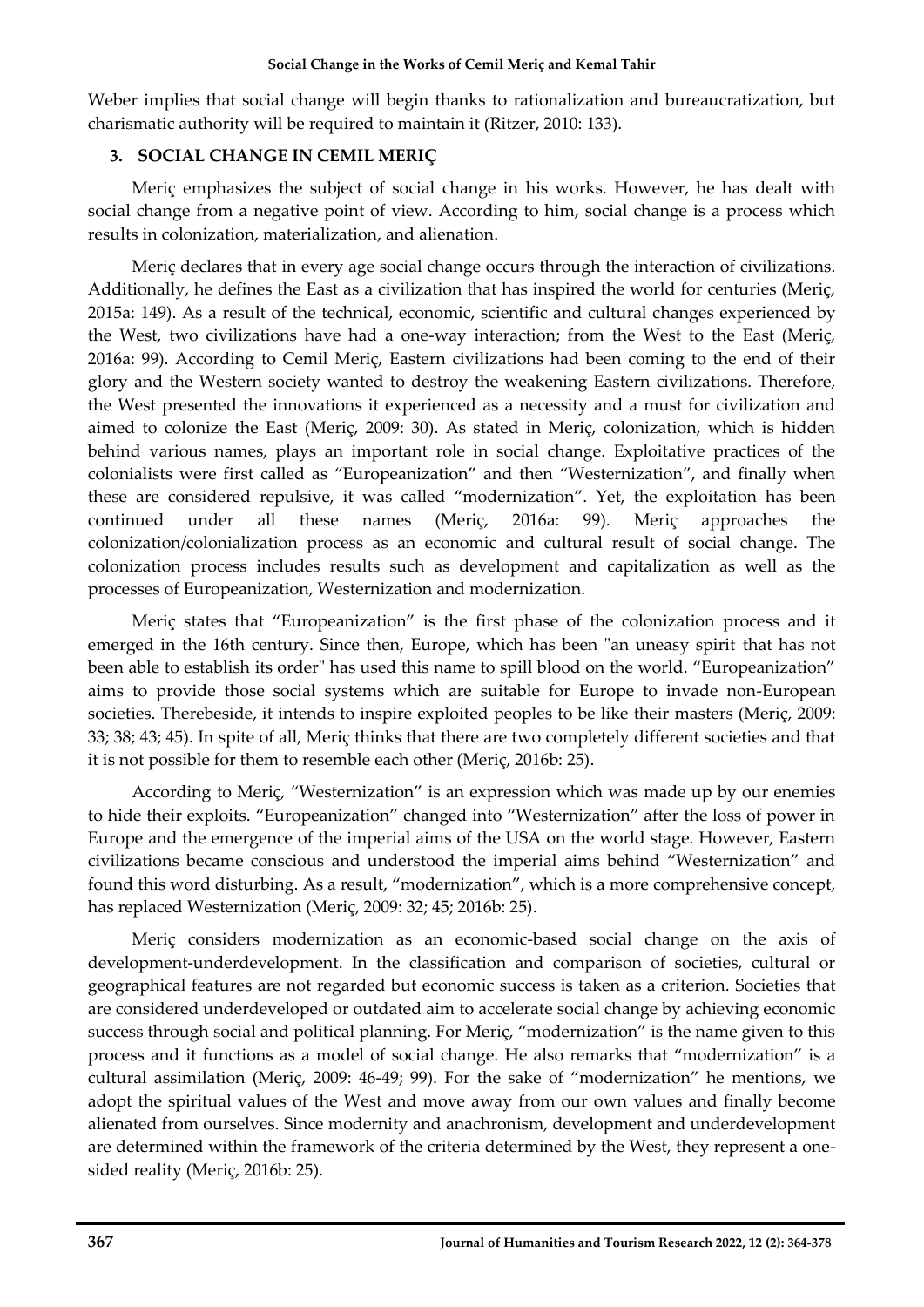Weber implies that social change will begin thanks to rationalization and bureaucratization, but charismatic authority will be required to maintain it (Ritzer, 2010: 133).

## 3. SOCIAL CHANGE IN CEMIL MERIÇ

Meriç emphasizes the subject of social change in his works. However, he has dealt with social change from a negative point of view. According to him, social change is a process which results in colonization, materialization, and alienation.

Meriç declares that in every age social change occurs through the interaction of civilizations. Additionally, he defines the East as a civilization that has inspired the world for centuries (Meriç, 2015a: 149). As a result of the technical, economic, scientific and cultural changes experienced by the West, two civilizations have had a one-way interaction; from the West to the East (Meriç, 2016a: 99). According to Cemil Meriç, Eastern civilizations had been coming to the end of their glory and the Western society wanted to destroy the weakening Eastern civilizations. Therefore, the West presented the innovations it experienced as a necessity and a must for civilization and aimed to colonize the East (Meriç, 2009: 30). As stated in Meriç, colonization, which is hidden behind various names, plays an important role in social change. Exploitative practices of the colonialists were first called as "Europeanization" and then "Westernization", and finally when these are considered repulsive, it was called "modernization". Yet, the exploitation has been continued under all these names (Meriç, 2016a: 99). Meriç approaches the colonization/colonialization process as an economic and cultural result of social change. The colonization process includes results such as development and capitalization as well as the processes of Europeanization, Westernization and modernization.

Meriç states that "Europeanization" is the first phase of the colonization process and it emerged in the 16th century. Since then, Europe, which has been "an uneasy spirit that has not been able to establish its order" has used this name to spill blood on the world. "Europeanization" aims to provide those social systems which are suitable for Europe to invade non-European societies. Therebeside, it intends to inspire exploited peoples to be like their masters (Meriç, 2009: 33; 38; 43; 45). In spite of all, Meriç thinks that there are two completely different societies and that it is not possible for them to resemble each other (Meriç, 2016b: 25).

According to Meriç, "Westernization" is an expression which was made up by our enemies to hide their exploits. "Europeanization" changed into "Westernization" after the loss of power in Europe and the emergence of the imperial aims of the USA on the world stage. However, Eastern civilizations became conscious and understood the imperial aims behind "Westernization" and found this word disturbing. As a result, "modernization", which is a more comprehensive concept, has replaced Westernization (Meriç, 2009: 32; 45; 2016b: 25).

Meriç considers modernization as an economic-based social change on the axis of development-underdevelopment. In the classification and comparison of societies, cultural or geographical features are not regarded but economic success is taken as a criterion. Societies that are considered underdeveloped or outdated aim to accelerate social change by achieving economic success through social and political planning. For Meriç, "modernization" is the name given to this process and it functions as a model of social change. He also remarks that "modernization" is a cultural assimilation (Meriç, 2009: 46-49; 99). For the sake of "modernization" he mentions, we adopt the spiritual values of the West and move away from our own values and finally become alienated from ourselves. Since modernity and anachronism, development and underdevelopment are determined within the framework of the criteria determined by the West, they represent a one-sided reality (Meriç, 2016b: 25).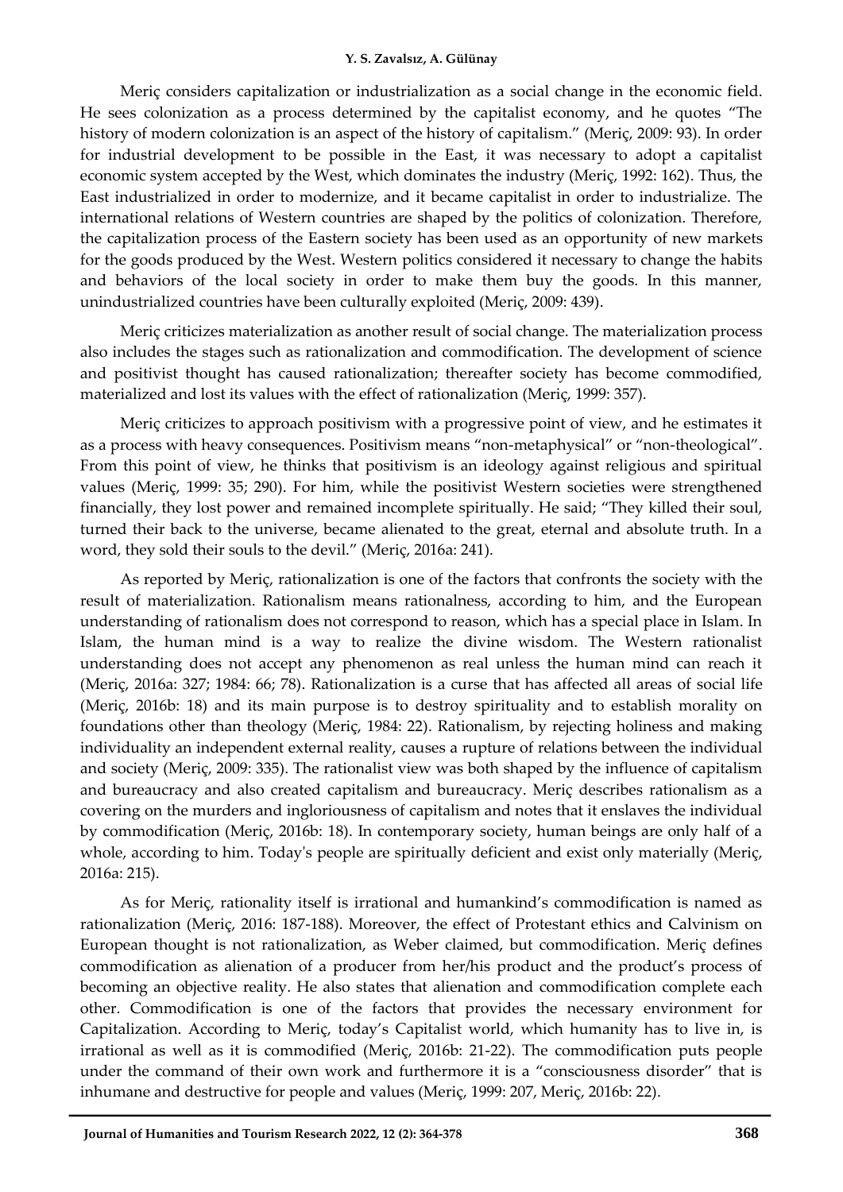Meriç considers capitalization or industrialization as a social change in the economic field. He sees colonization as a process determined by the capitalist economy, and he quotes "The history of modern colonization is an aspect of the history of capitalism." (Meriç, 2009: 93). In order for industrial development to be possible in the East, it was necessary to adopt a capitalist economic system accepted by the West, which dominates the industry (Meriç, 1992: 162). Thus, the East industrialized in order to modernize, and it became capitalist in order to industrialize. The international relations of Western countries are shaped by the politics of colonization. Therefore, the capitalization process of the Eastern society has been used as an opportunity of new markets for the goods produced by the West. Western politics considered it necessary to change the habits and behaviors of the local society in order to make them buy the goods. In this manner, unindustrialized countries have been culturally exploited (Meriç, 2009: 439).

Meriç criticizes materialization as another result of social change. The materialization process also includes the stages such as rationalization and commodification. The development of science and positivist thought has caused rationalization; thereafter society has become commodified, materialized and lost its values with the effect of rationalization (Meriç, 1999: 357).

Meriç criticizes to approach positivism with a progressive point of view, and he estimates it as a process with heavy consequences. Positivism means "non-metaphysical" or "non-theological". From this point of view, he thinks that positivism is an ideology against religious and spiritual values (Meriç, 1999: 35; 290). For him, while the positivist Western societies were strengthened financially, they lost power and remained incomplete spiritually. He said; "They killed their soul, turned their back to the universe, became alienated to the great, eternal and absolute truth. In a word, they sold their souls to the devil." (Meriç, 2016a: 241).

As reported by Meriç, rationalization is one of the factors that confronts the society with the result of materialization. Rationalism means rationalness, according to him, and the European understanding of rationalism does not correspond to reason, which has a special place in Islam. In Islam, the human mind is a way to realize the divine wisdom. The Western rationalist understanding does not accept any phenomenon as real unless the human mind can reach it (Meriç, 2016a: 327; 1984: 66; 78). Rationalization is a curse that has affected all areas of social life (Meriç, 2016b: 18) and its main purpose is to destroy spirituality and to establish morality on foundations other than theology (Meriç, 1984: 22). Rationalism, by rejecting holiness and making individuality an independent external reality, causes a rupture of relations between the individual and society (Meriç, 2009: 335). The rationalist view was both shaped by the influence of capitalism and bureaucracy and also created capitalism and bureaucracy. Meriç describes rationalism as a covering on the murders and ingloriousness of capitalism and notes that it enslaves the individual by commodification (Meriç, 2016b: 18). In contemporary society, human beings are only half of a whole, according to him. Today's people are spiritually deficient and exist only materially (Meriç, 2016a: 215).

As for Meriç, rationality itself is irrational and humankind's commodification is named as rationalization (Meriç, 2016: 187-188). Moreover, the effect of Protestant ethics and Calvinism on European thought is not rationalization, as Weber claimed, but commodification. Meriç defines commodification as alienation of a producer from her/his product and the product's process of becoming an objective reality. He also states that alienation and commodification complete each other. Commodification is one of the factors that provides the necessary environment for Capitalization. According to Meriç, today's Capitalist world, which humanity has to live in, is irrational as well as it is commodified (Meriç, 2016b: 21-22). The commodification puts people under the command of their own work and furthermore it is a "consciousness disorder" that is inhumane and destructive for people and values (Meriç, 1999: 207, Meriç, 2016b: 22).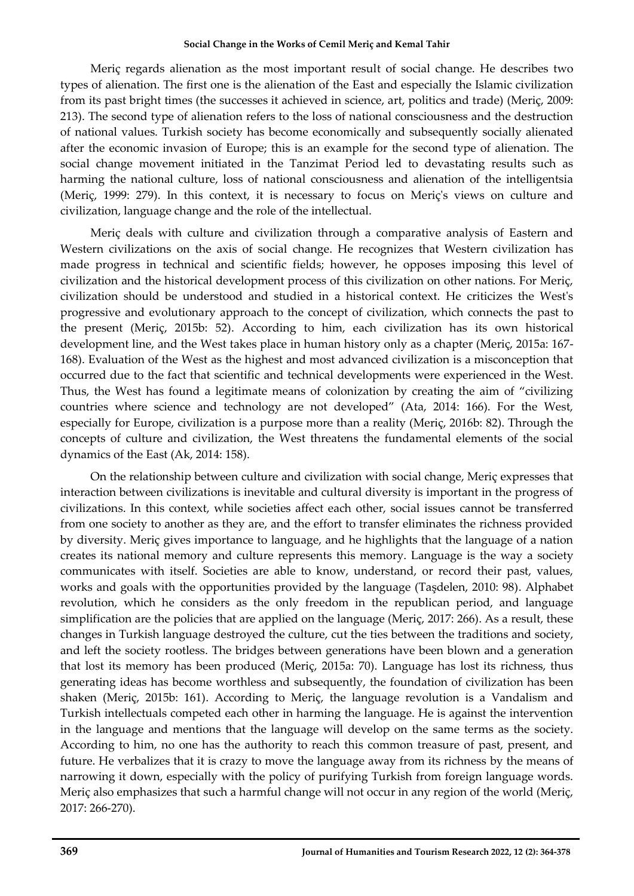Meriç regards alienation as the most important result of social change. He describes two types of alienation. The first one is the alienation of the East and especially the Islamic civilization from its past bright times (the successes it achieved in science, art, politics and trade) (Meriç, 2009: 213). The second type of alienation refers to the loss of national consciousness and the destruction of national values. Turkish society has become economically and subsequently socially alienated after the economic invasion of Europe; this is an example for the second type of alienation. The social change movement initiated in the Tanzimat Period led to devastating results such as harming the national culture, loss of national consciousness and alienation of the intelligentsia (Meriç, 1999: 279). In this context, it is necessary to focus on Meriç's views on culture and civilization, language change and the role of the intellectual.

Meriç deals with culture and civilization through a comparative analysis of Eastern and Western civilizations on the axis of social change. He recognizes that Western civilization has made progress in technical and scientific fields; however, he opposes imposing this level of civilization and the historical development process of this civilization on other nations. For Meriç, civilization should be understood and studied in a historical context. He criticizes the West's progressive and evolutionary approach to the concept of civilization, which connects the past to the present (Meriç, 2015b: 52). According to him, each civilization has its own historical development line, and the West takes place in human history only as a chapter (Meriç, 2015a: 167-168). Evaluation of the West as the highest and most advanced civilization is a misconception that occurred due to the fact that scientific and technical developments were experienced in the West. Thus, the West has found a legitimate means of colonization by creating the aim of "civilizing countries where science and technology are not developed" (Ata, 2014: 166). For the West, especially for Europe, civilization is a purpose more than a reality (Meriç, 2016b: 82). Through the concepts of culture and civilization, the West threatens the fundamental elements of the social dynamics of the East (Ak, 2014: 158).

On the relationship between culture and civilization with social change, Meriç expresses that interaction between civilizations is inevitable and cultural diversity is important in the progress of civilizations. In this context, while societies affect each other, social issues cannot be transferred from one society to another as they are, and the effort to transfer eliminates the richness provided by diversity. Meriç gives importance to language, and he highlights that the language of a nation creates its national memory and culture represents this memory. Language is the way a society communicates with itself. Societies are able to know, understand, or record their past, values, works and goals with the opportunities provided by the language (Taşdelen, 2010: 98). Alphabet revolution, which he considers as the only freedom in the republican period, and language simplification are the policies that are applied on the language (Meriç, 2017: 266). As a result, these changes in Turkish language destroyed the culture, cut the ties between the traditions and society, and left the society rootless. The bridges between generations have been blown and a generation that lost its memory has been produced (Meriç, 2015a: 70). Language has lost its richness, thus generating ideas has become worthless and subsequently, the foundation of civilization has been shaken (Meriç, 2015b: 161). According to Meriç, the language revolution is a Vandalism and Turkish intellectuals competed each other in harming the language. He is against the intervention in the language and mentions that the language will develop on the same terms as the society. According to him, no one has the authority to reach this common treasure of past, present, and future. He verbalizes that it is crazy to move the language away from its richness by the means of narrowing it down, especially with the policy of purifying Turkish from foreign language words. Meriç also emphasizes that such a harmful change will not occur in any region of the world (Meriç, 2017: 266-270).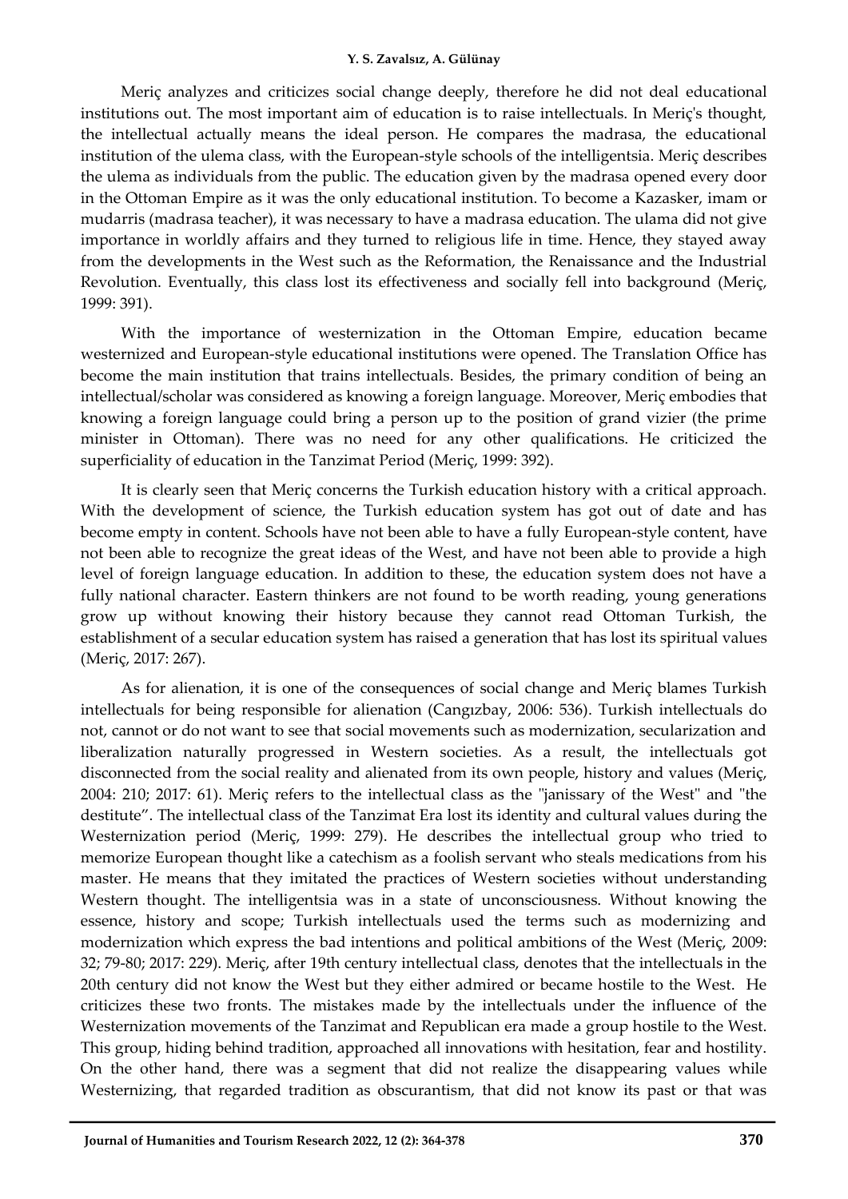Meriç analyzes and criticizes social change deeply, therefore he did not deal educational institutions out. The most important aim of education is to raise intellectuals. In Meriç's thought, the intellectual actually means the ideal person. He compares the madrasa, the educational institution of the ulema class, with the European-style schools of the intelligentsia. Meriç describes the ulema as individuals from the public. The education given by the madrasa opened every door in the Ottoman Empire as it was the only educational institution. To become a Kazasker, imam or mudarris (madrasa teacher), it was necessary to have a madrasa education. The ulama did not give importance in worldly affairs and they turned to religious life in time. Hence, they stayed away from the developments in the West such as the Reformation, the Renaissance and the Industrial Revolution. Eventually, this class lost its effectiveness and socially fell into background (Meriç, 1999: 391).

With the importance of westernization in the Ottoman Empire, education became westernized and European-style educational institutions were opened. The Translation Office has become the main institution that trains intellectuals. Besides, the primary condition of being an intellectual/scholar was considered as knowing a foreign language. Moreover, Meriç embodies that knowing a foreign language could bring a person up to the position of grand vizier (the prime minister in Ottoman). There was no need for any other qualifications. He criticized the superficiality of education in the Tanzimat Period (Meriç, 1999: 392).

It is clearly seen that Meriç concerns the Turkish education history with a critical approach. With the development of science, the Turkish education system has got out of date and has become empty in content. Schools have not been able to have a fully European-style content, have not been able to recognize the great ideas of the West, and have not been able to provide a high level of foreign language education. In addition to these, the education system does not have a fully national character. Eastern thinkers are not found to be worth reading, young generations grow up without knowing their history because they cannot read Ottoman Turkish, the establishment of a secular education system has raised a generation that has lost its spiritual values (Meriç, 2017: 267).

As for alienation, it is one of the consequences of social change and Meriç blames Turkish intellectuals for being responsible for alienation (Cangızbay, 2006: 536). Turkish intellectuals do not, cannot or do not want to see that social movements such as modernization, secularization and liberalization naturally progressed in Western societies. As a result, the intellectuals got disconnected from the social reality and alienated from its own people, history and values (Meriç, 2004: 210; 2017: 61). Meriç refers to the intellectual class as the "janissary of the West" and "the destitute". The intellectual class of the Tanzimat Era lost its identity and cultural values during the Westernization period (Meriç, 1999: 279). He describes the intellectual group who tried to memorize European thought like a catechism as a foolish servant who steals medications from his master. He means that they imitated the practices of Western societies without understanding Western thought. The intelligentsia was in a state of unconsciousness. Without knowing the essence, history and scope; Turkish intellectuals used the terms such as modernizing and modernization which express the bad intentions and political ambitions of the West (Meriç, 2009: 32; 79-80; 2017: 229). Meriç, after 19th century intellectual class, denotes that the intellectuals in the 20th century did not know the West but they either admired or became hostile to the West. He criticizes these two fronts. The mistakes made by the intellectuals under the influence of the Westernization movements of the Tanzimat and Republican era made a group hostile to the West. This group, hiding behind tradition, approached all innovations with hesitation, fear and hostility. On the other hand, there was a segment that did not realize the disappearing values while Westernizing, that regarded tradition as obscurantism, that did not know its past or that was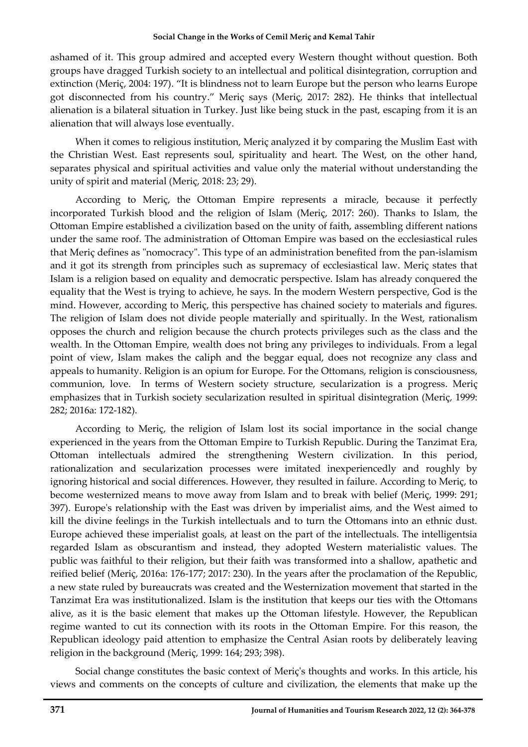ashamed of it. This group admired and accepted every Western thought without question. Both groups have dragged Turkish society to an intellectual and political disintegration, corruption and extinction (Meriç, 2004: 197). "It is blindness not to learn Europe but the person who learns Europe got disconnected from his country." Meriç says (Meriç, 2017: 282). He thinks that intellectual alienation is a bilateral situation in Turkey. Just like being stuck in the past, escaping from it is an alienation that will always lose eventually.

When it comes to religious institution, Meriç analyzed it by comparing the Muslim East with the Christian West. East represents soul, spirituality and heart. The West, on the other hand, separates physical and spiritual activities and value only the material without understanding the unity of spirit and material (Meriç, 2018: 23; 29).

According to Meriç, the Ottoman Empire represents a miracle, because it perfectly incorporated Turkish blood and the religion of Islam (Meriç, 2017: 260). Thanks to Islam, the Ottoman Empire established a civilization based on the unity of faith, assembling different nations under the same roof. The administration of Ottoman Empire was based on the ecclesiastical rules that Meriç defines as "nomocracy". This type of an administration benefited from the pan-islamism and it got its strength from principles such as supremacy of ecclesiastical law. Meriç states that Islam is a religion based on equality and democratic perspective. Islam has already conquered the equality that the West is trying to achieve, he says. In the modern Western perspective, God is the mind. However, according to Meriç, this perspective has chained society to materials and figures. The religion of Islam does not divide people materially and spiritually. In the West, rationalism opposes the church and religion because the church protects privileges such as the class and the wealth. In the Ottoman Empire, wealth does not bring any privileges to individuals. From a legal point of view, Islam makes the caliph and the beggar equal, does not recognize any class and appeals to humanity. Religion is an opium for Europe. For the Ottomans, religion is consciousness, communion, love. In terms of Western society structure, secularization is a progress. Meriç emphasizes that in Turkish society secularization resulted in spiritual disintegration (Meriç, 1999: 282; 2016a: 172-182).

According to Meriç, the religion of Islam lost its social importance in the social change experienced in the years from the Ottoman Empire to Turkish Republic. During the Tanzimat Era, Ottoman intellectuals admired the strengthening Western civilization. In this period, rationalization and secularization processes were imitated inexperiencedly and roughly by ignoring historical and social differences. However, they resulted in failure. According to Meriç, to become westernized means to move away from Islam and to break with belief (Meriç, 1999: 291; 397). Europe's relationship with the East was driven by imperialist aims, and the West aimed to kill the divine feelings in the Turkish intellectuals and to turn the Ottomans into an ethnic dust. Europe achieved these imperialist goals, at least on the part of the intellectuals. The intelligentsia regarded Islam as obscurantism and instead, they adopted Western materialistic values. The public was faithful to their religion, but their faith was transformed into a shallow, apathetic and reified belief (Meriç, 2016a: 176-177; 2017: 230). In the years after the proclamation of the Republic, a new state ruled by bureaucrats was created and the Westernization movement that started in the Tanzimat Era was institutionalized. Islam is the institution that keeps our ties with the Ottomans alive, as it is the basic element that makes up the Ottoman lifestyle. However, the Republican regime wanted to cut its connection with its roots in the Ottoman Empire. For this reason, the Republican ideology paid attention to emphasize the Central Asian roots by deliberately leaving religion in the background (Meriç, 1999: 164; 293; 398).

Social change constitutes the basic context of Meriç's thoughts and works. In this article, his views and comments on the concepts of culture and civilization, the elements that make up the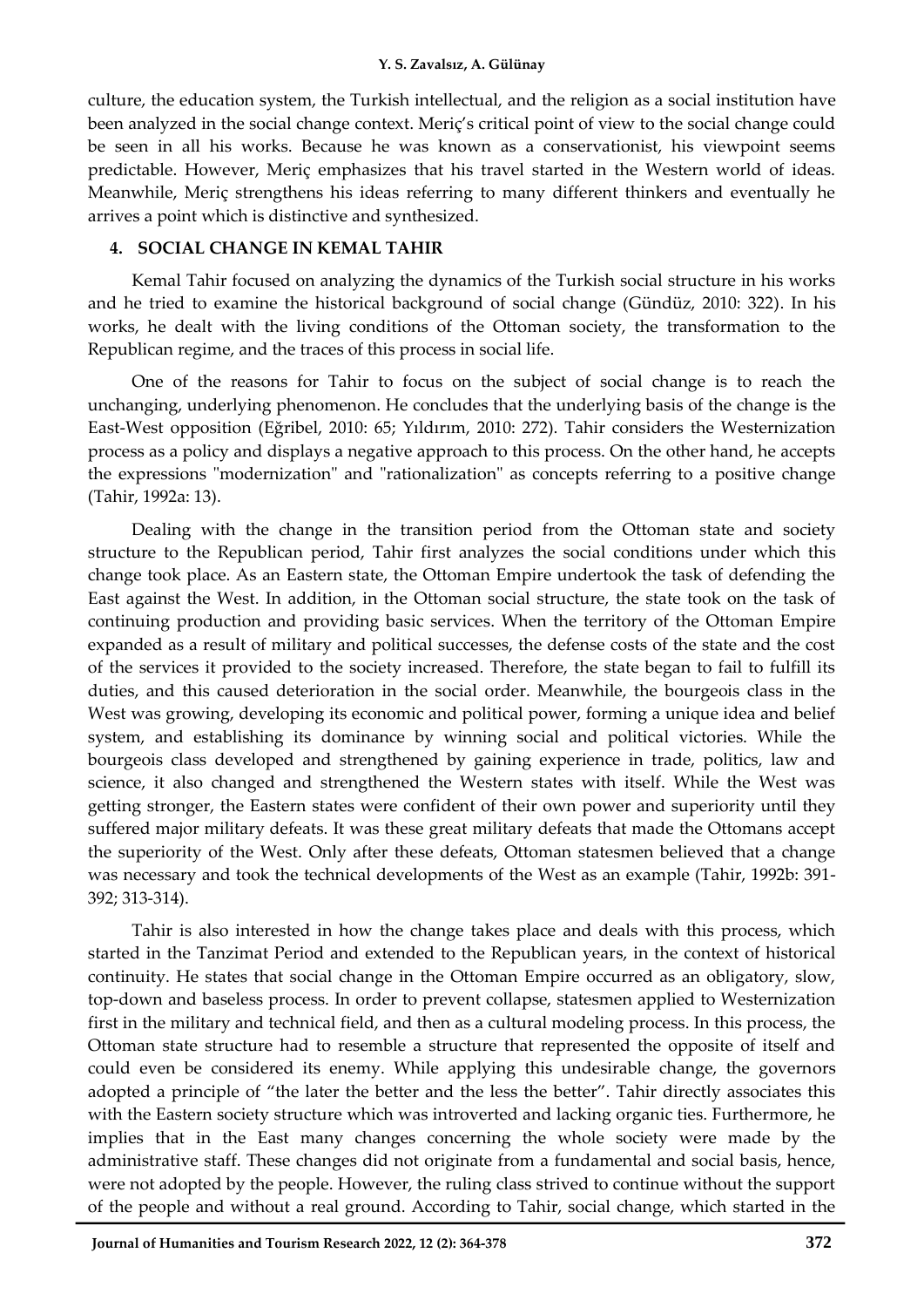culture, the education system, the Turkish intellectual, and the religion as a social institution have been analyzed in the social change context. Meriç's critical point of view to the social change could be seen in all his works. Because he was known as a conservationist, his viewpoint seems predictable. However, Meriç emphasizes that his travel started in the Western world of ideas. Meanwhile, Meriç strengthens his ideas referring to many different thinkers and eventually he arrives a point which is distinctive and synthesized.

## 4. SOCIAL CHANGE IN KEMAL TAHIR

Kemal Tahir focused on analyzing the dynamics of the Turkish social structure in his works and he tried to examine the historical background of social change (Gündüz, 2010: 322). In his works, he dealt with the living conditions of the Ottoman society, the transformation to the Republican regime, and the traces of this process in social life.

One of the reasons for Tahir to focus on the subject of social change is to reach the unchanging, underlying phenomenon. He concludes that the underlying basis of the change is the East-West opposition (Eğribel, 2010: 65; Yıldırım, 2010: 272). Tahir considers the Westernization process as a policy and displays a negative approach to this process. On the other hand, he accepts the expressions "modernization" and "rationalization" as concepts referring to a positive change (Tahir, 1992a: 13).

Dealing with the change in the transition period from the Ottoman state and society structure to the Republican period, Tahir first analyzes the social conditions under which this change took place. As an Eastern state, the Ottoman Empire undertook the task of defending the East against the West. In addition, in the Ottoman social structure, the state took on the task of continuing production and providing basic services. When the territory of the Ottoman Empire expanded as a result of military and political successes, the defense costs of the state and the cost of the services it provided to the society increased. Therefore, the state began to fail to fulfill its duties, and this caused deterioration in the social order. Meanwhile, the bourgeois class in the West was growing, developing its economic and political power, forming a unique idea and belief system, and establishing its dominance by winning social and political victories. While the bourgeois class developed and strengthened by gaining experience in trade, politics, law and science, it also changed and strengthened the Western states with itself. While the West was getting stronger, the Eastern states were confident of their own power and superiority until they suffered major military defeats. It was these great military defeats that made the Ottomans accept the superiority of the West. Only after these defeats, Ottoman statesmen believed that a change was necessary and took the technical developments of the West as an example (Tahir, 1992b: 391-392; 313-314).

Tahir is also interested in how the change takes place and deals with this process, which started in the Tanzimat Period and extended to the Republican years, in the context of historical continuity. He states that social change in the Ottoman Empire occurred as an obligatory, slow, top-down and baseless process. In order to prevent collapse, statesmen applied to Westernization first in the military and technical field, and then as a cultural modeling process. In this process, the Ottoman state structure had to resemble a structure that represented the opposite of itself and could even be considered its enemy. While applying this undesirable change, the governors adopted a principle of "the later the better and the less the better". Tahir directly associates this with the Eastern society structure which was introverted and lacking organic ties. Furthermore, he implies that in the East many changes concerning the whole society were made by the administrative staff. These changes did not originate from a fundamental and social basis, hence, were not adopted by the people. However, the ruling class strived to continue without the support of the people and without a real ground. According to Tahir, social change, which started in the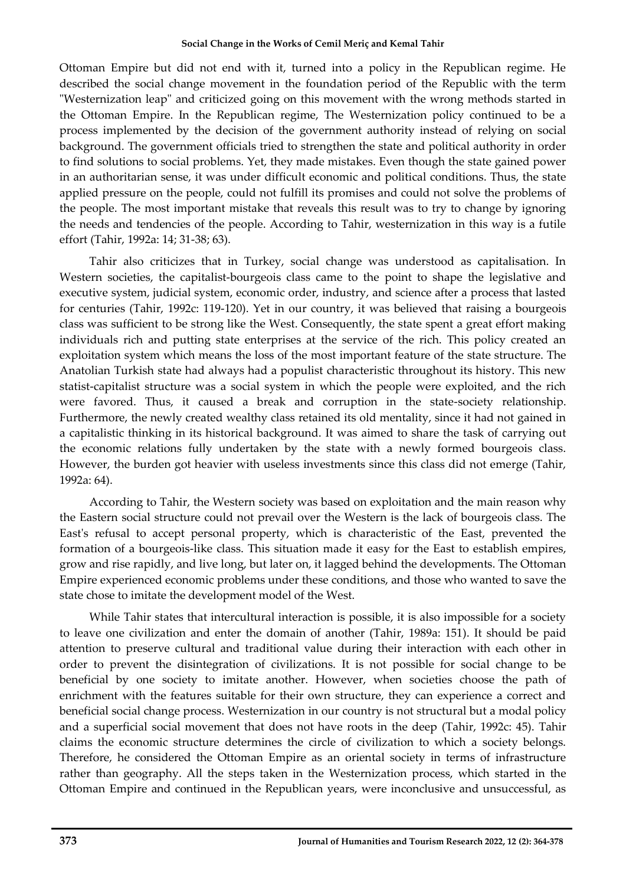Ottoman Empire but did not end with it, turned into a policy in the Republican regime. He described the social change movement in the foundation period of the Republic with the term "Westernization leap" and criticized going on this movement with the wrong methods started in the Ottoman Empire. In the Republican regime, The Westernization policy continued to be a process implemented by the decision of the government authority instead of relying on social background. The government officials tried to strengthen the state and political authority in order to find solutions to social problems. Yet, they made mistakes. Even though the state gained power in an authoritarian sense, it was under difficult economic and political conditions. Thus, the state applied pressure on the people, could not fulfill its promises and could not solve the problems of the people. The most important mistake that reveals this result was to try to change by ignoring the needs and tendencies of the people. According to Tahir, westernization in this way is a futile effort (Tahir, 1992a: 14; 31-38; 63).

Tahir also criticizes that in Turkey, social change was understood as capitalisation. In Western societies, the capitalist-bourgeois class came to the point to shape the legislative and executive system, judicial system, economic order, industry, and science after a process that lasted for centuries (Tahir, 1992c: 119-120). Yet in our country, it was believed that raising a bourgeois class was sufficient to be strong like the West. Consequently, the state spent a great effort making individuals rich and putting state enterprises at the service of the rich. This policy created an exploitation system which means the loss of the most important feature of the state structure. The Anatolian Turkish state had always had a populist characteristic throughout its history. This new statist-capitalist structure was a social system in which the people were exploited, and the rich were favored. Thus, it caused a break and corruption in the state-society relationship. Furthermore, the newly created wealthy class retained its old mentality, since it had not gained in a capitalistic thinking in its historical background. It was aimed to share the task of carrying out the economic relations fully undertaken by the state with a newly formed bourgeois class. However, the burden got heavier with useless investments since this class did not emerge (Tahir, 1992a: 64).

According to Tahir, the Western society was based on exploitation and the main reason why the Eastern social structure could not prevail over the Western is the lack of bourgeois class. The East's refusal to accept personal property, which is characteristic of the East, prevented the formation of a bourgeois-like class. This situation made it easy for the East to establish empires, grow and rise rapidly, and live long, but later on, it lagged behind the developments. The Ottoman Empire experienced economic problems under these conditions, and those who wanted to save the state chose to imitate the development model of the West.

While Tahir states that intercultural interaction is possible, it is also impossible for a society to leave one civilization and enter the domain of another (Tahir, 1989a: 151). It should be paid attention to preserve cultural and traditional value during their interaction with each other in order to prevent the disintegration of civilizations. It is not possible for social change to be beneficial by one society to imitate another. However, when societies choose the path of enrichment with the features suitable for their own structure, they can experience a correct and beneficial social change process. Westernization in our country is not structural but a modal policy and a superficial social movement that does not have roots in the deep (Tahir, 1992c: 45). Tahir claims the economic structure determines the circle of civilization to which a society belongs. Therefore, he considered the Ottoman Empire as an oriental society in terms of infrastructure rather than geography. All the steps taken in the Westernization process, which started in the Ottoman Empire and continued in the Republican years, were inconclusive and unsuccessful, as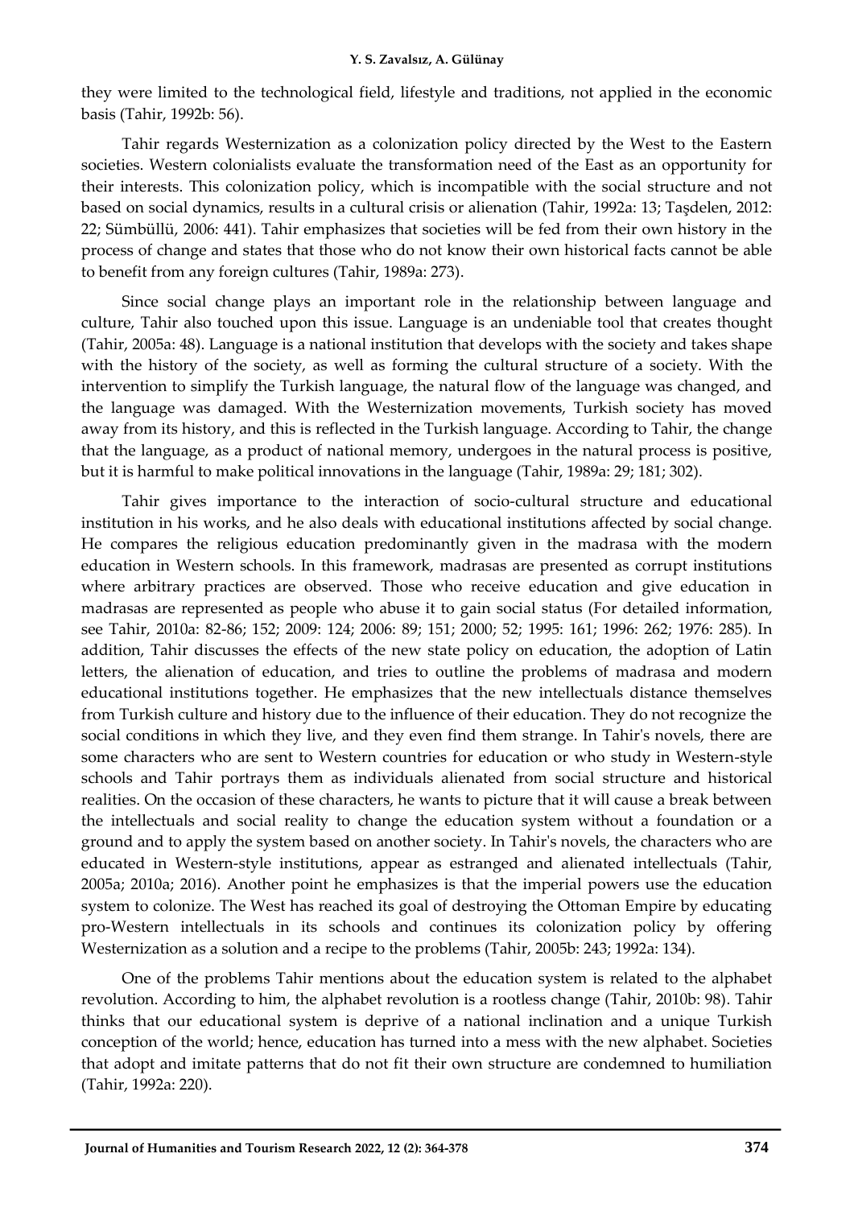they were limited to the technological field, lifestyle and traditions, not applied in the economic basis (Tahir, 1992b: 56).

Tahir regards Westernization as a colonization policy directed by the West to the Eastern societies. Western colonialists evaluate the transformation need of the East as an opportunity for their interests. This colonization policy, which is incompatible with the social structure and not based on social dynamics, results in a cultural crisis or alienation (Tahir, 1992a: 13; Taşdelen, 2012: 22; Sümbüllü, 2006: 441). Tahir emphasizes that societies will be fed from their own history in the process of change and states that those who do not know their own historical facts cannot be able to benefit from any foreign cultures (Tahir, 1989a: 273).

Since social change plays an important role in the relationship between language and culture, Tahir also touched upon this issue. Language is an undeniable tool that creates thought (Tahir, 2005a: 48). Language is a national institution that develops with the society and takes shape with the history of the society, as well as forming the cultural structure of a society. With the intervention to simplify the Turkish language, the natural flow of the language was changed, and the language was damaged. With the Westernization movements, Turkish society has moved away from its history, and this is reflected in the Turkish language. According to Tahir, the change that the language, as a product of national memory, undergoes in the natural process is positive, but it is harmful to make political innovations in the language (Tahir, 1989a: 29; 181; 302).

Tahir gives importance to the interaction of socio-cultural structure and educational institution in his works, and he also deals with educational institutions affected by social change. He compares the religious education predominantly given in the madrasa with the modern education in Western schools. In this framework, madrasas are presented as corrupt institutions where arbitrary practices are observed. Those who receive education and give education in madrasas are represented as people who abuse it to gain social status (For detailed information, see Tahir, 2010a: 82-86; 152; 2009: 124; 2006: 89; 151; 2000; 52; 1995: 161; 1996: 262; 1976: 285). In addition, Tahir discusses the effects of the new state policy on education, the adoption of Latin letters, the alienation of education, and tries to outline the problems of madrasa and modern educational institutions together. He emphasizes that the new intellectuals distance themselves from Turkish culture and history due to the influence of their education. They do not recognize the social conditions in which they live, and they even find them strange. In Tahir's novels, there are some characters who are sent to Western countries for education or who study in Western-style schools and Tahir portrays them as individuals alienated from social structure and historical realities. On the occasion of these characters, he wants to picture that it will cause a break between the intellectuals and social reality to change the education system without a foundation or a ground and to apply the system based on another society. In Tahir's novels, the characters who are educated in Western-style institutions, appear as estranged and alienated intellectuals (Tahir, 2005a; 2010a; 2016). Another point he emphasizes is that the imperial powers use the education system to colonize. The West has reached its goal of destroying the Ottoman Empire by educating pro-Western intellectuals in its schools and continues its colonization policy by offering Westernization as a solution and a recipe to the problems (Tahir, 2005b: 243; 1992a: 134).

One of the problems Tahir mentions about the education system is related to the alphabet revolution. According to him, the alphabet revolution is a rootless change (Tahir, 2010b: 98). Tahir thinks that our educational system is deprive of a national inclination and a unique Turkish conception of the world; hence, education has turned into a mess with the new alphabet. Societies that adopt and imitate patterns that do not fit their own structure are condemned to humiliation (Tahir, 1992a: 220).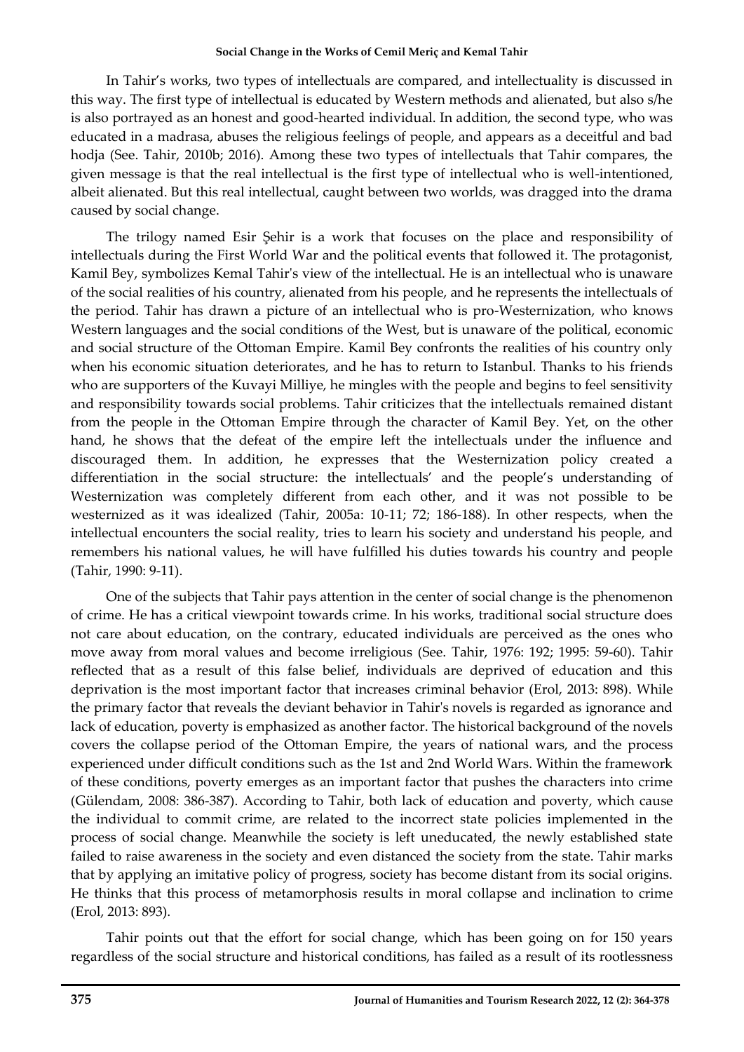In Tahir's works, two types of intellectuals are compared, and intellectuality is discussed in this way. The first type of intellectual is educated by Western methods and alienated, but also s/he is also portrayed as an honest and good-hearted individual. In addition, the second type, who was educated in a madrasa, abuses the religious feelings of people, and appears as a deceitful and bad hodja (See. Tahir, 2010b; 2016). Among these two types of intellectuals that Tahir compares, the given message is that the real intellectual is the first type of intellectual who is well-intentioned, albeit alienated. But this real intellectual, caught between two worlds, was dragged into the drama caused by social change.

The trilogy named Esir Şehir is a work that focuses on the place and responsibility of intellectuals during the First World War and the political events that followed it. The protagonist, Kamil Bey, symbolizes Kemal Tahir's view of the intellectual. He is an intellectual who is unaware of the social realities of his country, alienated from his people, and he represents the intellectuals of the period. Tahir has drawn a picture of an intellectual who is pro-Westernization, who knows Western languages and the social conditions of the West, but is unaware of the political, economic and social structure of the Ottoman Empire. Kamil Bey confronts the realities of his country only when his economic situation deteriorates, and he has to return to Istanbul. Thanks to his friends who are supporters of the Kuvayi Milliye, he mingles with the people and begins to feel sensitivity and responsibility towards social problems. Tahir criticizes that the intellectuals remained distant from the people in the Ottoman Empire through the character of Kamil Bey. Yet, on the other hand, he shows that the defeat of the empire left the intellectuals under the influence and discouraged them. In addition, he expresses that the Westernization policy created a differentiation in the social structure: the intellectuals' and the people's understanding of Westernization was completely different from each other, and it was not possible to be westernized as it was idealized (Tahir, 2005a: 10-11; 72; 186-188). In other respects, when the intellectual encounters the social reality, tries to learn his society and understand his people, and remembers his national values, he will have fulfilled his duties towards his country and people (Tahir, 1990: 9-11).

One of the subjects that Tahir pays attention in the center of social change is the phenomenon of crime. He has a critical viewpoint towards crime. In his works, traditional social structure does not care about education, on the contrary, educated individuals are perceived as the ones who move away from moral values and become irreligious (See. Tahir, 1976: 192; 1995: 59-60). Tahir reflected that as a result of this false belief, individuals are deprived of education and this deprivation is the most important factor that increases criminal behavior (Erol, 2013: 898). While the primary factor that reveals the deviant behavior in Tahir's novels is regarded as ignorance and lack of education, poverty is emphasized as another factor. The historical background of the novels covers the collapse period of the Ottoman Empire, the years of national wars, and the process experienced under difficult conditions such as the 1st and 2nd World Wars. Within the framework of these conditions, poverty emerges as an important factor that pushes the characters into crime (Gülendam, 2008: 386-387). According to Tahir, both lack of education and poverty, which cause the individual to commit crime, are related to the incorrect state policies implemented in the process of social change. Meanwhile the society is left uneducated, the newly established state failed to raise awareness in the society and even distanced the society from the state. Tahir marks that by applying an imitative policy of progress, society has become distant from its social origins. He thinks that this process of metamorphosis results in moral collapse and inclination to crime (Erol, 2013: 893).

Tahir points out that the effort for social change, which has been going on for 150 years regardless of the social structure and historical conditions, has failed as a result of its rootlessness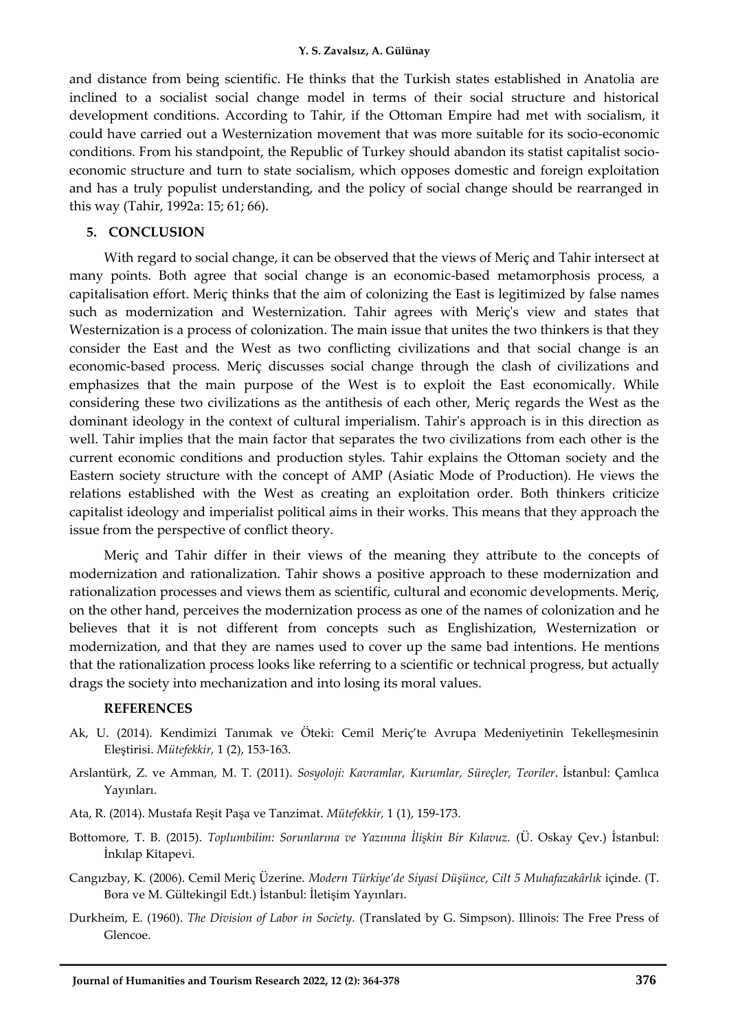and distance from being scientific. He thinks that the Turkish states established in Anatolia are inclined to a socialist social change model in terms of their social structure and historical development conditions. According to Tahir, if the Ottoman Empire had met with socialism, it could have carried out a Westernization movement that was more suitable for its socio-economic conditions. From his standpoint, the Republic of Turkey should abandon its statist capitalist socio-economic structure and turn to state socialism, which opposes domestic and foreign exploitation and has a truly populist understanding, and the policy of social change should be rearranged in this way (Tahir, 1992a: 15; 61; 66).

## 5. CONCLUSION

With regard to social change, it can be observed that the views of Meriç and Tahir intersect at many points. Both agree that social change is an economic-based metamorphosis process, a capitalisation effort. Meriç thinks that the aim of colonizing the East is legitimized by false names such as modernization and Westernization. Tahir agrees with Meriç's view and states that Westernization is a process of colonization. The main issue that unites the two thinkers is that they consider the East and the West as two conflicting civilizations and that social change is an economic-based process. Meriç discusses social change through the clash of civilizations and emphasizes that the main purpose of the West is to exploit the East economically. While considering these two civilizations as the antithesis of each other, Meriç regards the West as the dominant ideology in the context of cultural imperialism. Tahir's approach is in this direction as well. Tahir implies that the main factor that separates the two civilizations from each other is the current economic conditions and production styles. Tahir explains the Ottoman society and the Eastern society structure with the concept of AMP (Asiatic Mode of Production). He views the relations established with the West as creating an exploitation order. Both thinkers criticize capitalist ideology and imperialist political aims in their works. This means that they approach the issue from the perspective of conflict theory.

Meriç and Tahir differ in their views of the meaning they attribute to the concepts of modernization and rationalization. Tahir shows a positive approach to these modernization and rationalization processes and views them as scientific, cultural and economic developments. Meriç, on the other hand, perceives the modernization process as one of the names of colonization and he believes that it is not different from concepts such as Englishization, Westernization or modernization, and that they are names used to cover up the same bad intentions. He mentions that the rationalization process looks like referring to a scientific or technical progress, but actually drags the society into mechanization and into losing its moral values.

## REFERENCES

Ak, U. (2014). Kendimizi Tanımak ve Öteki: Cemil Meriç'te Avrupa Medeniyetinin Tekelleşmesinin Eleştirisi. *Mütefekkir,* 1 (2), 153-163.

Arslantürk, Z. ve Amman, M. T. (2011). *Sosyoloji: Kavramlar, Kurumlar, Süreçler, Teoriler*. İstanbul: Çamlıca Yayınları.

Ata, R. (2014). Mustafa Reşit Paşa ve Tanzimat. *Mütefekkir,* 1 (1), 159-173.

Bottomore, T. B. (2015). *Toplumbilim: Sorunlarına ve Yazınına İlişkin Bir Kılavuz.* (Ü. Oskay Çev.) İstanbul: İnkılap Kitapevi.

Cangızbay, K. (2006). Cemil Meriç Üzerine. *Modern Türkiye'de Siyasi Düşünce, Cilt 5 Muhafazakârlık* içinde. (T. Bora ve M. Gültekingil Edt.) İstanbul: İletişim Yayınları.

Durkheim, E. (1960). *The Division of Labor in Society.* (Translated by G. Simpson). Illinois: The Free Press of Glencoe.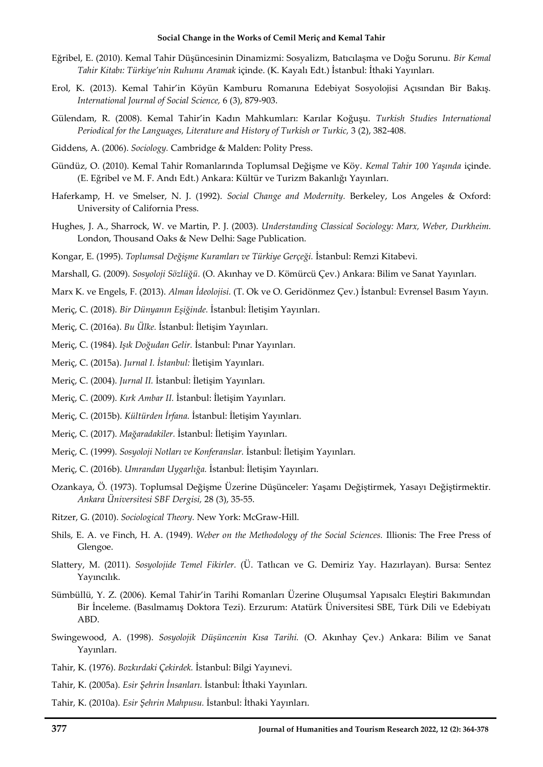Eğribel, E. (2010). Kemal Tahir Düşüncesinin Dinamizmi: Sosyalizm, Batıcılaşma ve Doğu Sorunu. *Bir Kemal Tahir Kitabı: Türkiye'nin Ruhunu Aramak* içinde. (K. Kayalı Edt.) İstanbul: İthaki Yayınları.

Erol, K. (2013). Kemal Tahir'in Köyün Kamburu Romanına Edebiyat Sosyolojisi Açısından Bir Bakış. *International Journal of Social Science,* 6 (3), 879-903.

Gülendam, R. (2008). Kemal Tahir'in Kadın Mahkumları: Karılar Koğuşu. *Turkish Studies International Periodical for the Languages, Literature and History of Turkish or Turkic,* 3 (2), 382-408.

Giddens, A. (2006). *Sociology.* Cambridge & Malden: Polity Press.

Gündüz, O. (2010). Kemal Tahir Romanlarında Toplumsal Değişme ve Köy. *Kemal Tahir 100 Yaşında* içinde. (E. Eğribel ve M. F. Andı Edt.) Ankara: Kültür ve Turizm Bakanlığı Yayınları.

Haferkamp, H. ve Smelser, N. J. (1992). *Social Change and Modernity.* Berkeley, Los Angeles & Oxford: University of California Press.

Hughes, J. A., Sharrock, W. ve Martin, P. J. (2003). *Understanding Classical Sociology: Marx, Weber, Durkheim.* London, Thousand Oaks & New Delhi: Sage Publication.

Kongar, E. (1995). *Toplumsal Değişme Kuramları ve Türkiye Gerçeği.* İstanbul: Remzi Kitabevi.

Marshall, G. (2009). *Sosyoloji Sözlüğü.* (O. Akınhay ve D. Kömürcü Çev.) Ankara: Bilim ve Sanat Yayınları.

Marx K. ve Engels, F. (2013). *Alman İdeolojisi.* (T. Ok ve O. Geridönmez Çev.) İstanbul: Evrensel Basım Yayın.

Meriç, C. (2018). *Bir Dünyanın Eşiğinde.* İstanbul: İletişim Yayınları.

Meriç, C. (2016a). *Bu Ülke.* İstanbul: İletişim Yayınları.

Meriç, C. (1984). *Işık Doğudan Gelir.* İstanbul: Pınar Yayınları.

Meriç, C. (2015a). *Jurnal I. İstanbul:* İletişim Yayınları.

Meriç, C. (2004). *Jurnal II.* İstanbul: İletişim Yayınları.

Meriç, C. (2009). *Kırk Ambar II.* İstanbul: İletişim Yayınları.

Meriç, C. (2015b). *Kültürden İrfana.* İstanbul: İletişim Yayınları.

Meriç, C. (2017). *Mağaradakiler.* İstanbul: İletişim Yayınları.

Meriç, C. (1999). *Sosyoloji Notları ve Konferanslar.* İstanbul: İletişim Yayınları.

Meriç, C. (2016b). *Umrandan Uygarlığa.* İstanbul: İletişim Yayınları.

Ozankaya, Ö. (1973). Toplumsal Değişme Üzerine Düşünceler: Yaşamı Değiştirmek, Yasayı Değiştirmektir. *Ankara Üniversitesi SBF Dergisi,* 28 (3), 35-55.

Ritzer, G. (2010). *Sociological Theory.* New York: McGraw-Hill.

Shils, E. A. ve Finch, H. A. (1949). *Weber on the Methodology of the Social Sciences.* Illionis: The Free Press of Glengoe.

Slattery, M. (2011). *Sosyolojide Temel Fikirler.* (Ü. Tatlıcan ve G. Demiriz Yay. Hazırlayan). Bursa: Sentez Yayıncılık.

Sümbüllü, Y. Z. (2006). Kemal Tahir'in Tarihi Romanları Üzerine Oluşumsal Yapısalcı Eleştiri Bakımından Bir İnceleme. (Basılmamış Doktora Tezi). Erzurum: Atatürk Üniversitesi SBE, Türk Dili ve Edebiyatı ABD.

Swingewood, A. (1998). *Sosyolojik Düşüncenin Kısa Tarihi.* (O. Akınhay Çev.) Ankara: Bilim ve Sanat Yayınları.

Tahir, K. (1976). *Bozkırdaki Çekirdek.* İstanbul: Bilgi Yayınevi.

Tahir, K. (2005a). *Esir Şehrin İnsanları.* İstanbul: İthaki Yayınları.

Tahir, K. (2010a). *Esir Şehrin Mahpusu.* İstanbul: İthaki Yayınları.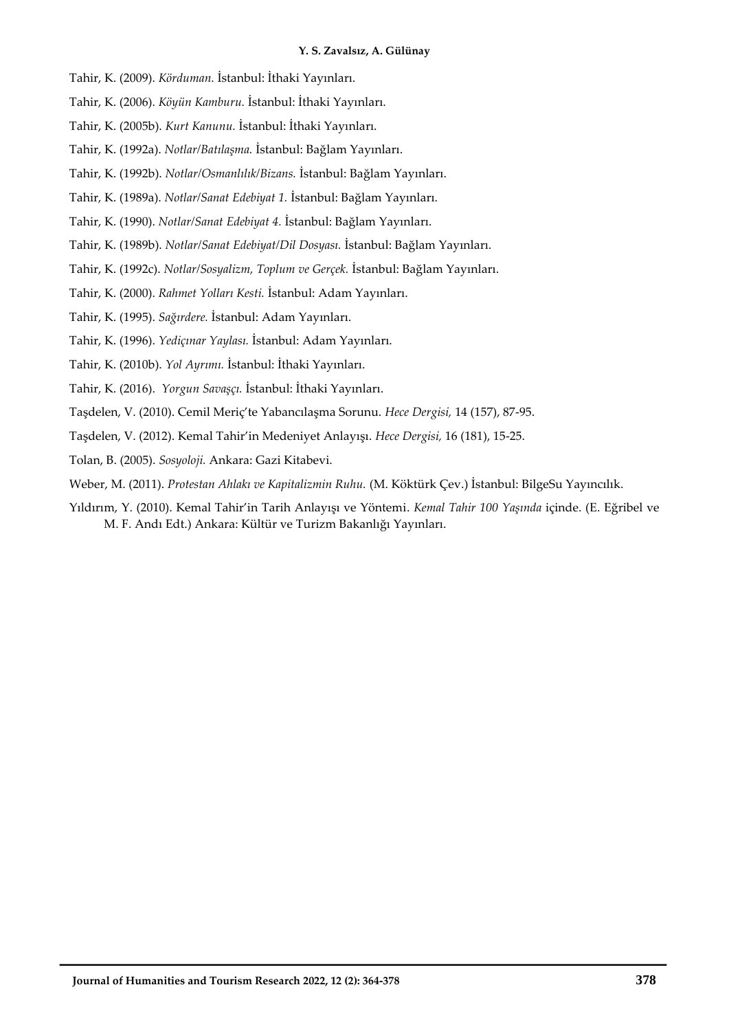Tahir, K. (2009). *Körduman.* İstanbul: İthaki Yayınları.

Tahir, K. (2006). *Köyün Kamburu.* İstanbul: İthaki Yayınları.

Tahir, K. (2005b). *Kurt Kanunu.* İstanbul: İthaki Yayınları.

Tahir, K. (1992a). *Notlar/Batılaşma.* İstanbul: Bağlam Yayınları.

Tahir, K. (1992b). *Notlar/Osmanlılık/Bizans.* İstanbul: Bağlam Yayınları.

Tahir, K. (1989a). *Notlar/Sanat Edebiyat 1.* İstanbul: Bağlam Yayınları.

Tahir, K. (1990). *Notlar/Sanat Edebiyat 4.* İstanbul: Bağlam Yayınları.

Tahir, K. (1989b). *Notlar/Sanat Edebiyat/Dil Dosyası.* İstanbul: Bağlam Yayınları.

Tahir, K. (1992c). *Notlar/Sosyalizm, Toplum ve Gerçek.* İstanbul: Bağlam Yayınları.

Tahir, K. (2000). *Rahmet Yolları Kesti.* İstanbul: Adam Yayınları.

Tahir, K. (1995). *Sağırdere.* İstanbul: Adam Yayınları.

Tahir, K. (1996). *Yediçınar Yaylası.* İstanbul: Adam Yayınları.

Tahir, K. (2010b). *Yol Ayrımı.* İstanbul: İthaki Yayınları.

Tahir, K. (2016). *Yorgun Savaşçı.* İstanbul: İthaki Yayınları.

Taşdelen, V. (2010). Cemil Meriç'te Yabancılaşma Sorunu. *Hece Dergisi,* 14 (157), 87-95.

Taşdelen, V. (2012). Kemal Tahir'in Medeniyet Anlayışı. *Hece Dergisi,* 16 (181), 15-25.

Tolan, B. (2005). *Sosyoloji.* Ankara: Gazi Kitabevi.

Weber, M. (2011). *Protestan Ahlakı ve Kapitalizmin Ruhu.* (M. Köktürk Çev.) İstanbul: BilgeSu Yayıncılık.

Yıldırım, Y. (2010). Kemal Tahir'in Tarih Anlayışı ve Yöntemi. *Kemal Tahir 100 Yaşında* içinde. (E. Eğribel ve M. F. Andı Edt.) Ankara: Kültür ve Turizm Bakanlığı Yayınları.